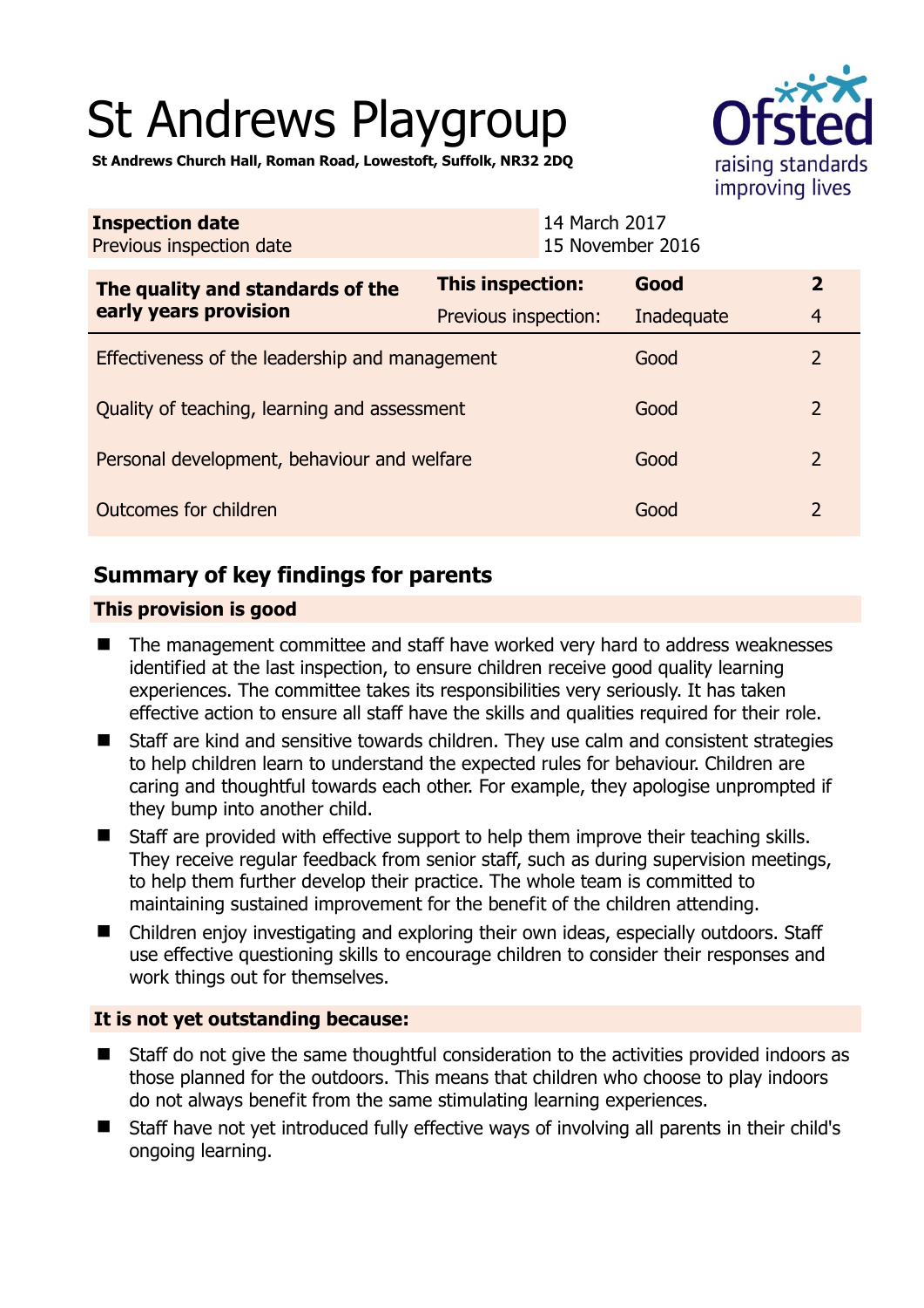# St Andrews Playgroup

**St Andrews Church Hall, Roman Road, Lowestoft, Suffolk, NR32 2DQ**

| **Inspection date** | 14 March 2017 |
| --- | --- |
| Previous inspection date | 15 November 2016 |

| **The quality and standards of the early years provision** | **This inspection:** | **Good** | **2** |
| --- | --- | --- | --- |
| | Previous inspection: | Inadequate | 4 |
| Effectiveness of the leadership and management | | Good | 2 |
| Quality of teaching, learning and assessment | | Good | 2 |
| Personal development, behaviour and welfare | | Good | 2 |
| Outcomes for children | | Good | 2 |

## Summary of key findings for parents

### This provision is good

- The management committee and staff have worked very hard to address weaknesses identified at the last inspection, to ensure children receive good quality learning experiences. The committee takes its responsibilities very seriously. It has taken effective action to ensure all staff have the skills and qualities required for their role.
- Staff are kind and sensitive towards children. They use calm and consistent strategies to help children learn to understand the expected rules for behaviour. Children are caring and thoughtful towards each other. For example, they apologise unprompted if they bump into another child.
- Staff are provided with effective support to help them improve their teaching skills. They receive regular feedback from senior staff, such as during supervision meetings, to help them further develop their practice. The whole team is committed to maintaining sustained improvement for the benefit of the children attending.
- Children enjoy investigating and exploring their own ideas, especially outdoors. Staff use effective questioning skills to encourage children to consider their responses and work things out for themselves.

### It is not yet outstanding because:

- Staff do not give the same thoughtful consideration to the activities provided indoors as those planned for the outdoors. This means that children who choose to play indoors do not always benefit from the same stimulating learning experiences.
- Staff have not yet introduced fully effective ways of involving all parents in their child's ongoing learning.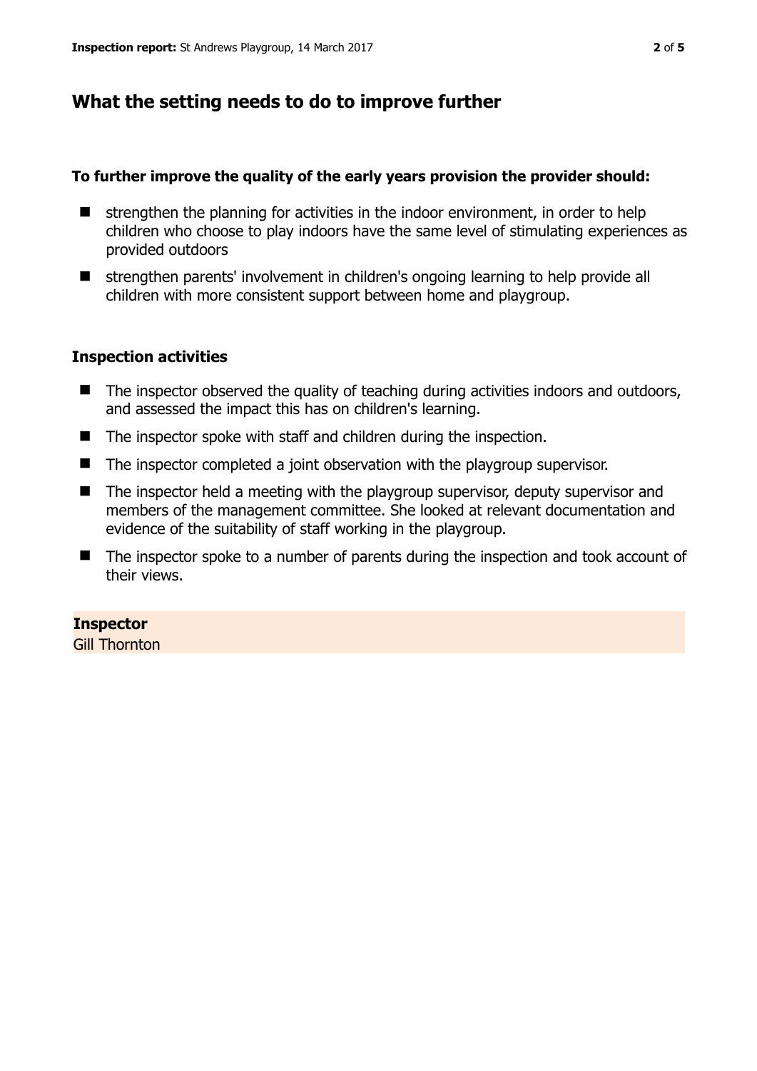## What the setting needs to do to improve further

**To further improve the quality of the early years provision the provider should:**

- strengthen the planning for activities in the indoor environment, in order to help children who choose to play indoors have the same level of stimulating experiences as provided outdoors
- strengthen parents' involvement in children's ongoing learning to help provide all children with more consistent support between home and playgroup.

### Inspection activities

- The inspector observed the quality of teaching during activities indoors and outdoors, and assessed the impact this has on children's learning.
- The inspector spoke with staff and children during the inspection.
- The inspector completed a joint observation with the playgroup supervisor.
- The inspector held a meeting with the playgroup supervisor, deputy supervisor and members of the management committee. She looked at relevant documentation and evidence of the suitability of staff working in the playgroup.
- The inspector spoke to a number of parents during the inspection and took account of their views.

**Inspector**
Gill Thornton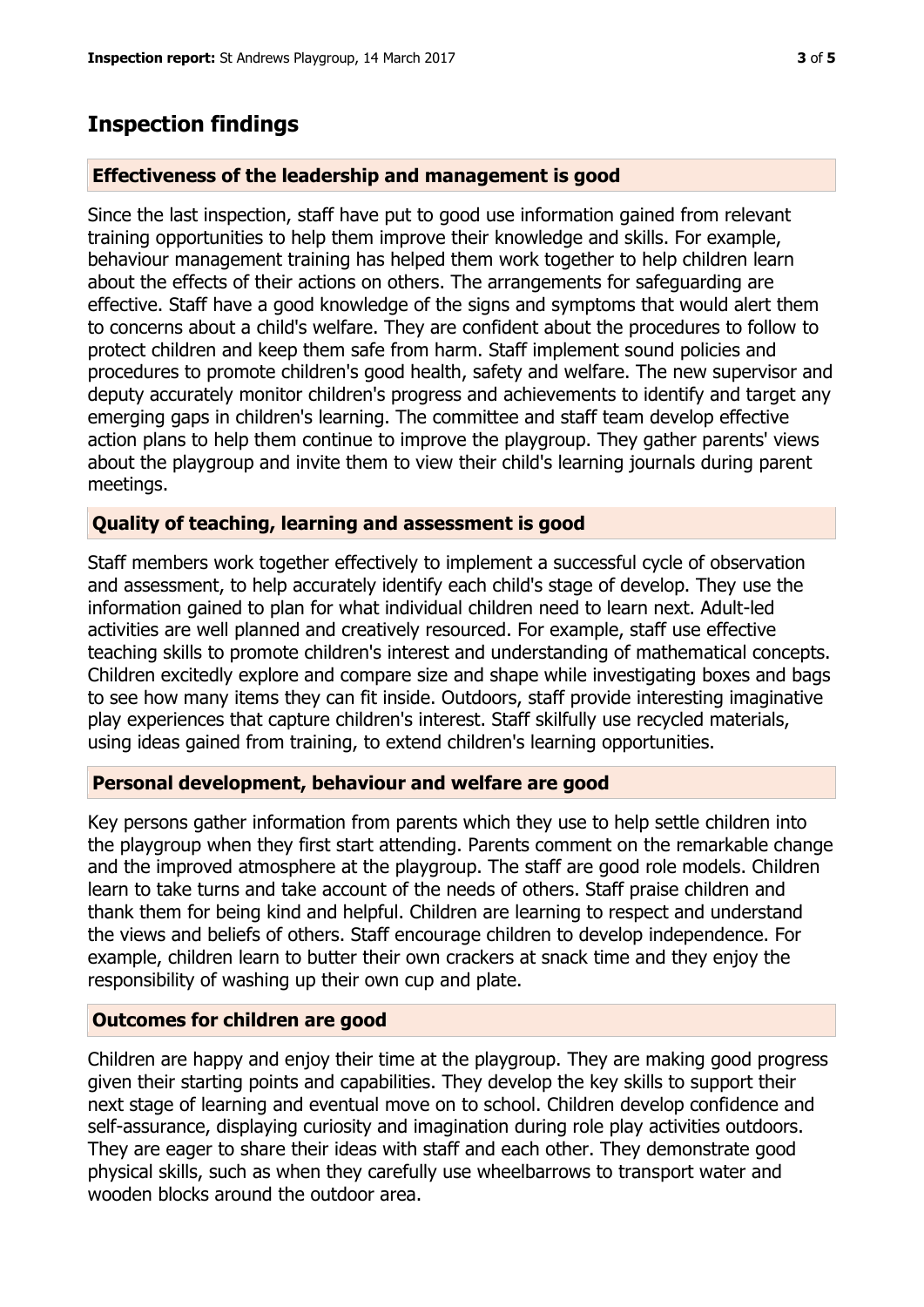## Inspection findings

### Effectiveness of the leadership and management is good

Since the last inspection, staff have put to good use information gained from relevant training opportunities to help them improve their knowledge and skills. For example, behaviour management training has helped them work together to help children learn about the effects of their actions on others. The arrangements for safeguarding are effective. Staff have a good knowledge of the signs and symptoms that would alert them to concerns about a child's welfare. They are confident about the procedures to follow to protect children and keep them safe from harm. Staff implement sound policies and procedures to promote children's good health, safety and welfare. The new supervisor and deputy accurately monitor children's progress and achievements to identify and target any emerging gaps in children's learning. The committee and staff team develop effective action plans to help them continue to improve the playgroup. They gather parents' views about the playgroup and invite them to view their child's learning journals during parent meetings.

### Quality of teaching, learning and assessment is good

Staff members work together effectively to implement a successful cycle of observation and assessment, to help accurately identify each child's stage of develop. They use the information gained to plan for what individual children need to learn next. Adult-led activities are well planned and creatively resourced. For example, staff use effective teaching skills to promote children's interest and understanding of mathematical concepts. Children excitedly explore and compare size and shape while investigating boxes and bags to see how many items they can fit inside. Outdoors, staff provide interesting imaginative play experiences that capture children's interest. Staff skilfully use recycled materials, using ideas gained from training, to extend children's learning opportunities.

### Personal development, behaviour and welfare are good

Key persons gather information from parents which they use to help settle children into the playgroup when they first start attending. Parents comment on the remarkable change and the improved atmosphere at the playgroup. The staff are good role models. Children learn to take turns and take account of the needs of others. Staff praise children and thank them for being kind and helpful. Children are learning to respect and understand the views and beliefs of others. Staff encourage children to develop independence. For example, children learn to butter their own crackers at snack time and they enjoy the responsibility of washing up their own cup and plate.

### Outcomes for children are good

Children are happy and enjoy their time at the playgroup. They are making good progress given their starting points and capabilities. They develop the key skills to support their next stage of learning and eventual move on to school. Children develop confidence and self-assurance, displaying curiosity and imagination during role play activities outdoors. They are eager to share their ideas with staff and each other. They demonstrate good physical skills, such as when they carefully use wheelbarrows to transport water and wooden blocks around the outdoor area.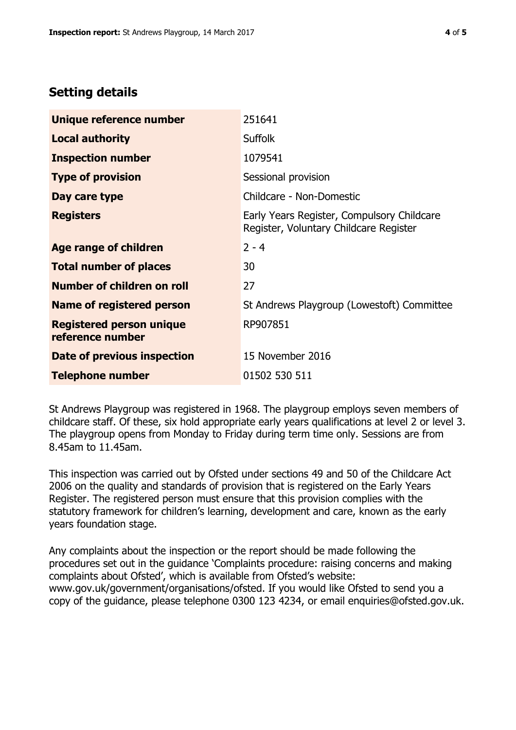## Setting details

| | |
|---|---|
| **Unique reference number** | 251641 |
| **Local authority** | Suffolk |
| **Inspection number** | 1079541 |
| **Type of provision** | Sessional provision |
| **Day care type** | Childcare - Non-Domestic |
| **Registers** | Early Years Register, Compulsory Childcare Register, Voluntary Childcare Register |
| **Age range of children** | 2 - 4 |
| **Total number of places** | 30 |
| **Number of children on roll** | 27 |
| **Name of registered person** | St Andrews Playgroup (Lowestoft) Committee |
| **Registered person unique reference number** | RP907851 |
| **Date of previous inspection** | 15 November 2016 |
| **Telephone number** | 01502 530 511 |

St Andrews Playgroup was registered in 1968. The playgroup employs seven members of childcare staff. Of these, six hold appropriate early years qualifications at level 2 or level 3. The playgroup opens from Monday to Friday during term time only. Sessions are from 8.45am to 11.45am.

This inspection was carried out by Ofsted under sections 49 and 50 of the Childcare Act 2006 on the quality and standards of provision that is registered on the Early Years Register. The registered person must ensure that this provision complies with the statutory framework for children's learning, development and care, known as the early years foundation stage.

Any complaints about the inspection or the report should be made following the procedures set out in the guidance 'Complaints procedure: raising concerns and making complaints about Ofsted', which is available from Ofsted's website: www.gov.uk/government/organisations/ofsted. If you would like Ofsted to send you a copy of the guidance, please telephone 0300 123 4234, or email enquiries@ofsted.gov.uk.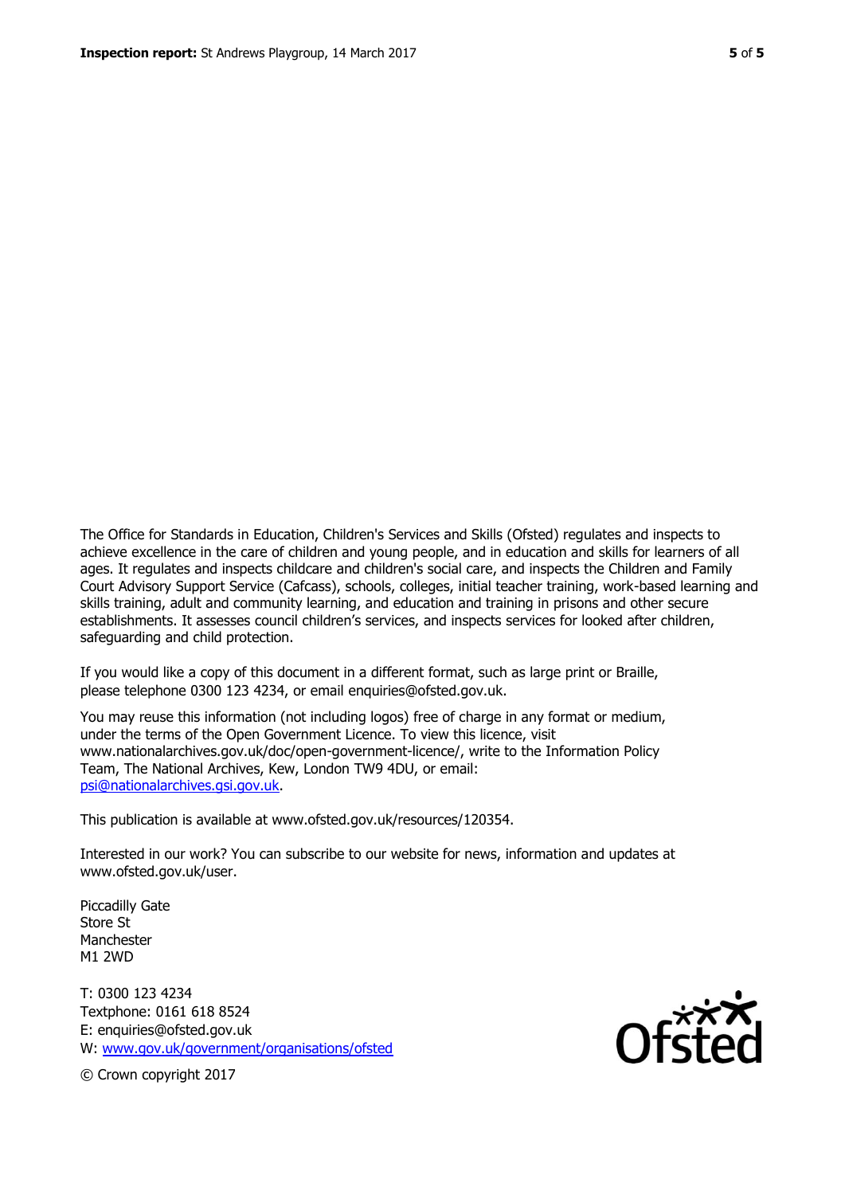The Office for Standards in Education, Children's Services and Skills (Ofsted) regulates and inspects to achieve excellence in the care of children and young people, and in education and skills for learners of all ages. It regulates and inspects childcare and children's social care, and inspects the Children and Family Court Advisory Support Service (Cafcass), schools, colleges, initial teacher training, work-based learning and skills training, adult and community learning, and education and training in prisons and other secure establishments. It assesses council children's services, and inspects services for looked after children, safeguarding and child protection.

If you would like a copy of this document in a different format, such as large print or Braille, please telephone 0300 123 4234, or email enquiries@ofsted.gov.uk.

You may reuse this information (not including logos) free of charge in any format or medium, under the terms of the Open Government Licence. To view this licence, visit www.nationalarchives.gov.uk/doc/open-government-licence/, write to the Information Policy Team, The National Archives, Kew, London TW9 4DU, or email: psi@nationalarchives.gsi.gov.uk.

This publication is available at www.ofsted.gov.uk/resources/120354.

Interested in our work? You can subscribe to our website for news, information and updates at www.ofsted.gov.uk/user.

Piccadilly Gate
Store St
Manchester
M1 2WD

T: 0300 123 4234
Textphone: 0161 618 8524
E: enquiries@ofsted.gov.uk
W: www.gov.uk/government/organisations/ofsted

© Crown copyright 2017